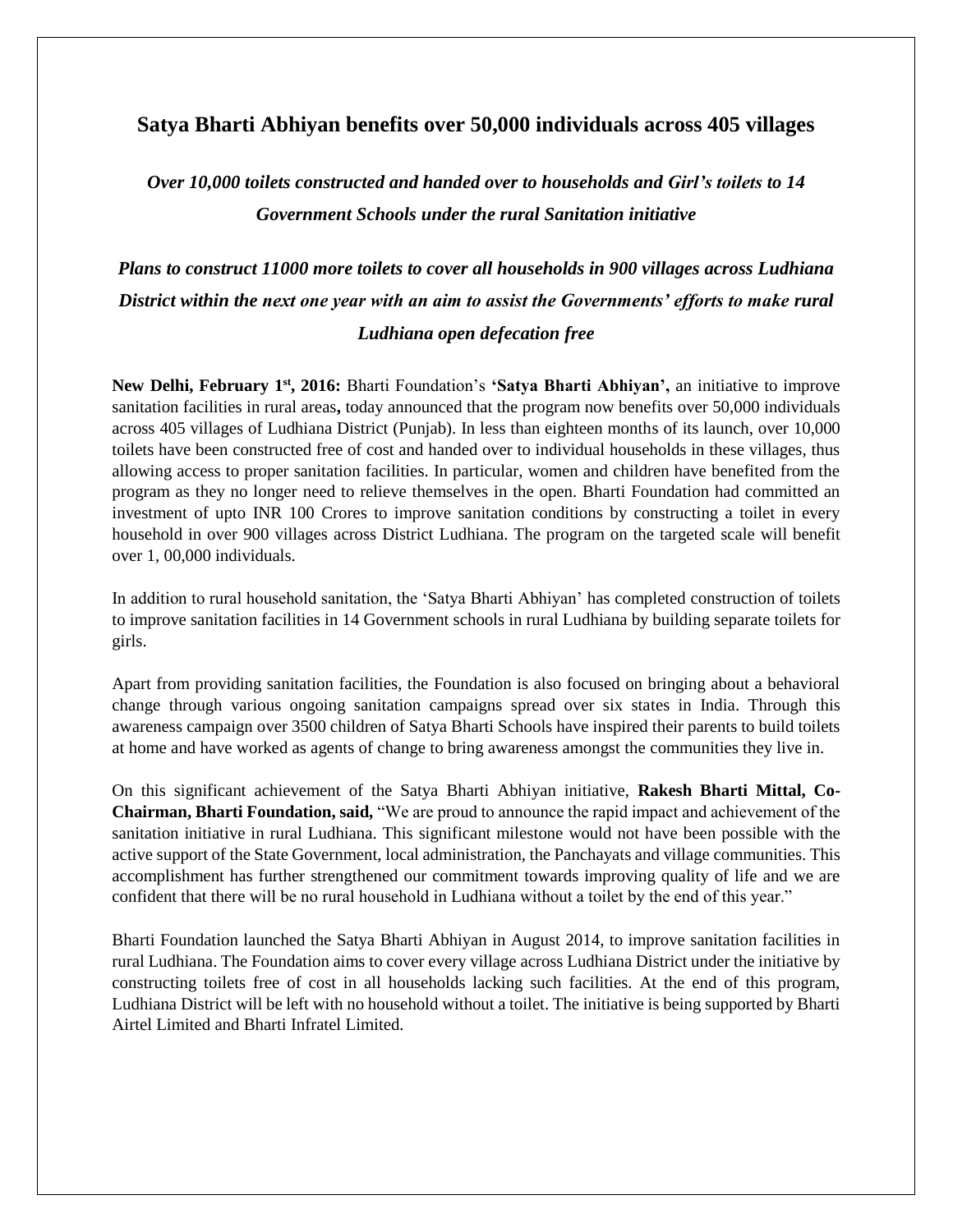# Satya Bharti Abhiyan benefits over 50,000 individuals across 405 villages

***Over 10,000 toilets constructed and handed over to households and Girl's toilets to 14 Government Schools under the rural Sanitation initiative***

***Plans to construct 11000 more toilets to cover all households in 900 villages across Ludhiana District within the next one year with an aim to assist the Governments' efforts to make rural Ludhiana open defecation free***

**New Delhi, February 1st, 2016:** Bharti Foundation's **'Satya Bharti Abhiyan',** an initiative to improve sanitation facilities in rural areas**,** today announced that the program now benefits over 50,000 individuals across 405 villages of Ludhiana District (Punjab). In less than eighteen months of its launch, over 10,000 toilets have been constructed free of cost and handed over to individual households in these villages, thus allowing access to proper sanitation facilities. In particular, women and children have benefited from the program as they no longer need to relieve themselves in the open. Bharti Foundation had committed an investment of upto INR 100 Crores to improve sanitation conditions by constructing a toilet in every household in over 900 villages across District Ludhiana. The program on the targeted scale will benefit over 1, 00,000 individuals.

In addition to rural household sanitation, the 'Satya Bharti Abhiyan' has completed construction of toilets to improve sanitation facilities in 14 Government schools in rural Ludhiana by building separate toilets for girls.

Apart from providing sanitation facilities, the Foundation is also focused on bringing about a behavioral change through various ongoing sanitation campaigns spread over six states in India. Through this awareness campaign over 3500 children of Satya Bharti Schools have inspired their parents to build toilets at home and have worked as agents of change to bring awareness amongst the communities they live in.

On this significant achievement of the Satya Bharti Abhiyan initiative, **Rakesh Bharti Mittal, Co-Chairman, Bharti Foundation, said,** "We are proud to announce the rapid impact and achievement of the sanitation initiative in rural Ludhiana. This significant milestone would not have been possible with the active support of the State Government, local administration, the Panchayats and village communities. This accomplishment has further strengthened our commitment towards improving quality of life and we are confident that there will be no rural household in Ludhiana without a toilet by the end of this year."

Bharti Foundation launched the Satya Bharti Abhiyan in August 2014, to improve sanitation facilities in rural Ludhiana. The Foundation aims to cover every village across Ludhiana District under the initiative by constructing toilets free of cost in all households lacking such facilities. At the end of this program, Ludhiana District will be left with no household without a toilet. The initiative is being supported by Bharti Airtel Limited and Bharti Infratel Limited.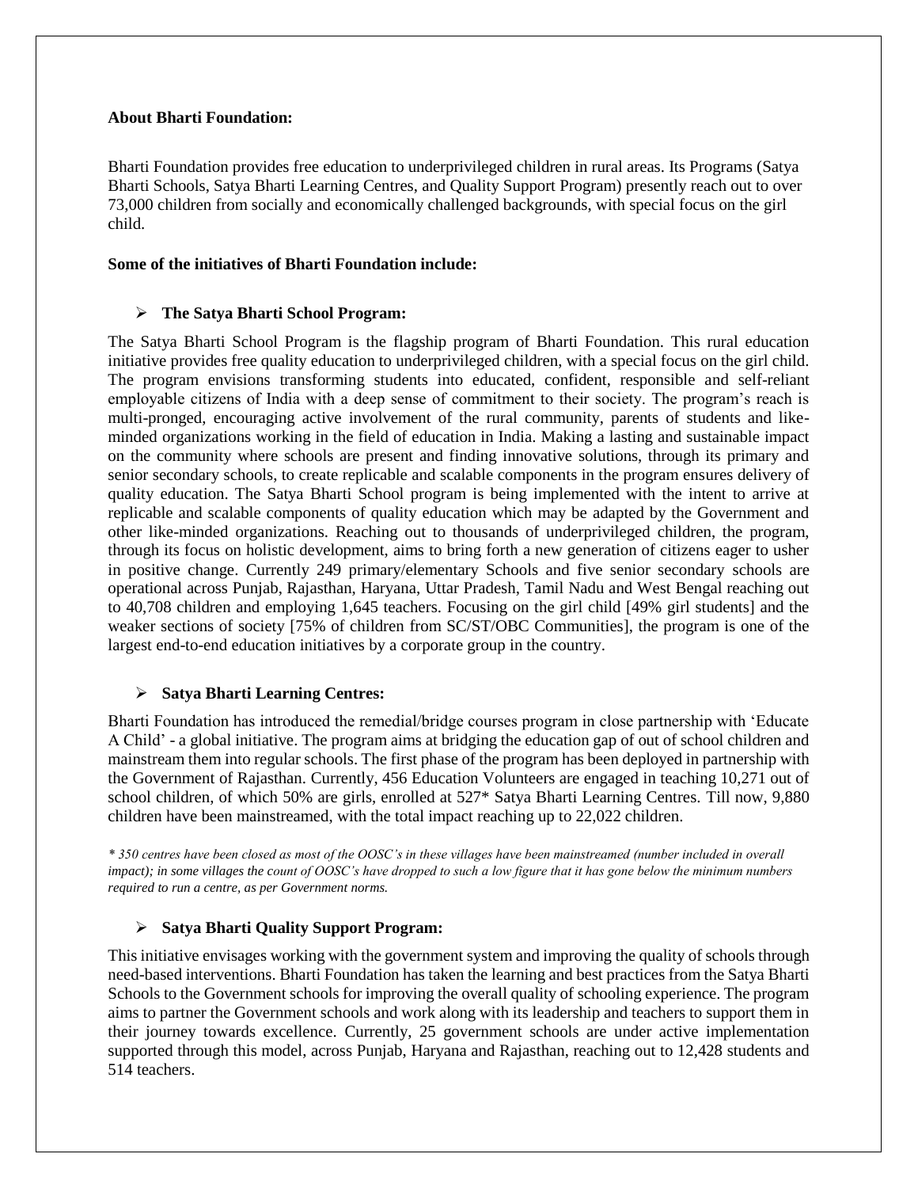**About Bharti Foundation:**

Bharti Foundation provides free education to underprivileged children in rural areas. Its Programs (Satya Bharti Schools, Satya Bharti Learning Centres, and Quality Support Program) presently reach out to over 73,000 children from socially and economically challenged backgrounds, with special focus on the girl child.

**Some of the initiatives of Bharti Foundation include:**

- **The Satya Bharti School Program:**

The Satya Bharti School Program is the flagship program of Bharti Foundation. This rural education initiative provides free quality education to underprivileged children, with a special focus on the girl child. The program envisions transforming students into educated, confident, responsible and self-reliant employable citizens of India with a deep sense of commitment to their society. The program's reach is multi-pronged, encouraging active involvement of the rural community, parents of students and like-minded organizations working in the field of education in India. Making a lasting and sustainable impact on the community where schools are present and finding innovative solutions, through its primary and senior secondary schools, to create replicable and scalable components in the program ensures delivery of quality education. The Satya Bharti School program is being implemented with the intent to arrive at replicable and scalable components of quality education which may be adapted by the Government and other like-minded organizations. Reaching out to thousands of underprivileged children, the program, through its focus on holistic development, aims to bring forth a new generation of citizens eager to usher in positive change. Currently 249 primary/elementary Schools and five senior secondary schools are operational across Punjab, Rajasthan, Haryana, Uttar Pradesh, Tamil Nadu and West Bengal reaching out to 40,708 children and employing 1,645 teachers. Focusing on the girl child [49% girl students] and the weaker sections of society [75% of children from SC/ST/OBC Communities], the program is one of the largest end-to-end education initiatives by a corporate group in the country.

- **Satya Bharti Learning Centres:**

Bharti Foundation has introduced the remedial/bridge courses program in close partnership with 'Educate A Child' - a global initiative. The program aims at bridging the education gap of out of school children and mainstream them into regular schools. The first phase of the program has been deployed in partnership with the Government of Rajasthan. Currently, 456 Education Volunteers are engaged in teaching 10,271 out of school children, of which 50% are girls, enrolled at 527* Satya Bharti Learning Centres. Till now, 9,880 children have been mainstreamed, with the total impact reaching up to 22,022 children.

*\* 350 centres have been closed as most of the OOSC's in these villages have been mainstreamed (number included in overall impact); in some villages the count of OOSC's have dropped to such a low figure that it has gone below the minimum numbers required to run a centre, as per Government norms.*

- **Satya Bharti Quality Support Program:**

This initiative envisages working with the government system and improving the quality of schools through need-based interventions. Bharti Foundation has taken the learning and best practices from the Satya Bharti Schools to the Government schools for improving the overall quality of schooling experience. The program aims to partner the Government schools and work along with its leadership and teachers to support them in their journey towards excellence. Currently, 25 government schools are under active implementation supported through this model, across Punjab, Haryana and Rajasthan, reaching out to 12,428 students and 514 teachers.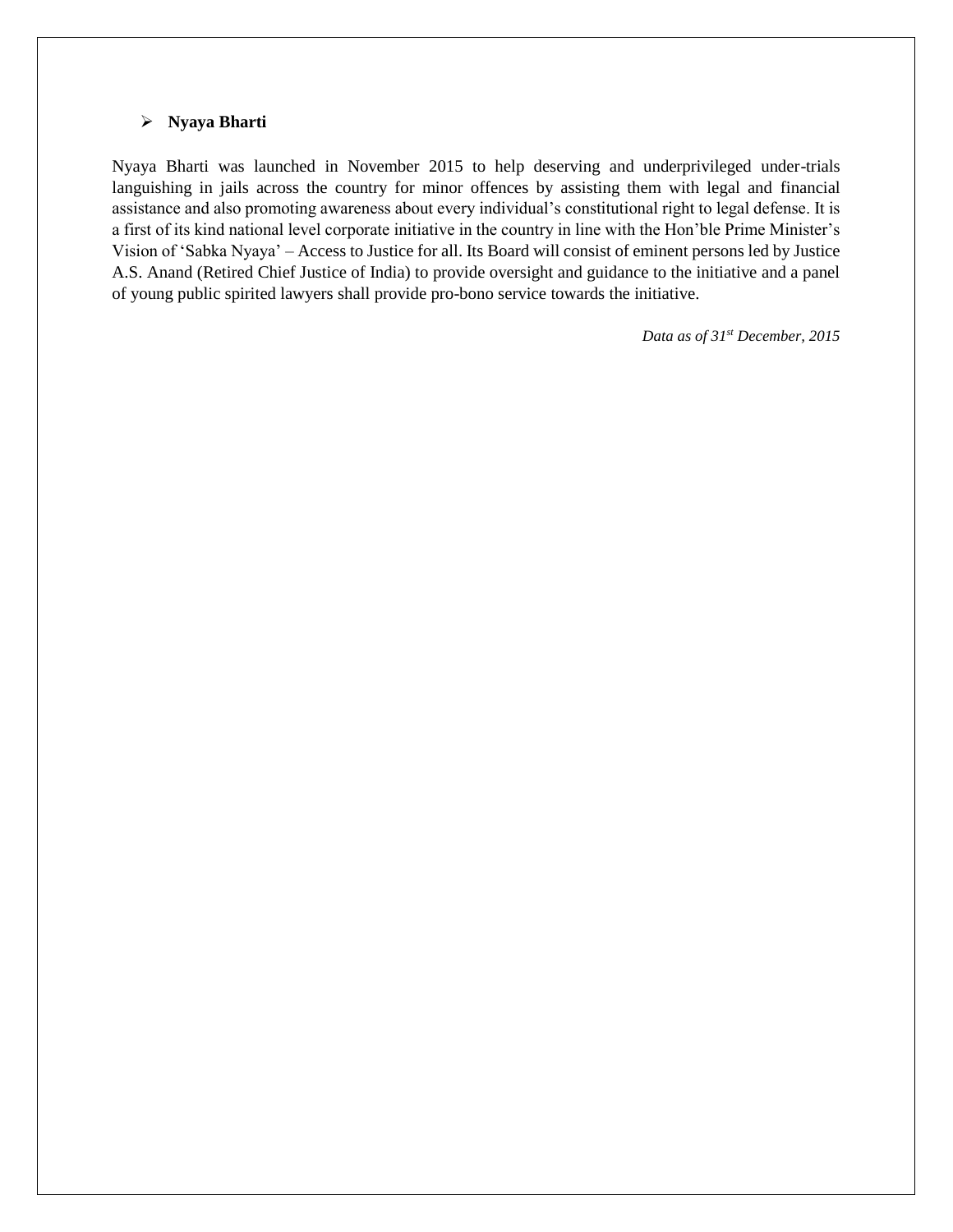- **Nyaya Bharti**

Nyaya Bharti was launched in November 2015 to help deserving and underprivileged under-trials languishing in jails across the country for minor offences by assisting them with legal and financial assistance and also promoting awareness about every individual's constitutional right to legal defense. It is a first of its kind national level corporate initiative in the country in line with the Hon'ble Prime Minister's Vision of 'Sabka Nyaya' – Access to Justice for all. Its Board will consist of eminent persons led by Justice A.S. Anand (Retired Chief Justice of India) to provide oversight and guidance to the initiative and a panel of young public spirited lawyers shall provide pro-bono service towards the initiative.

*Data as of 31st December, 2015*